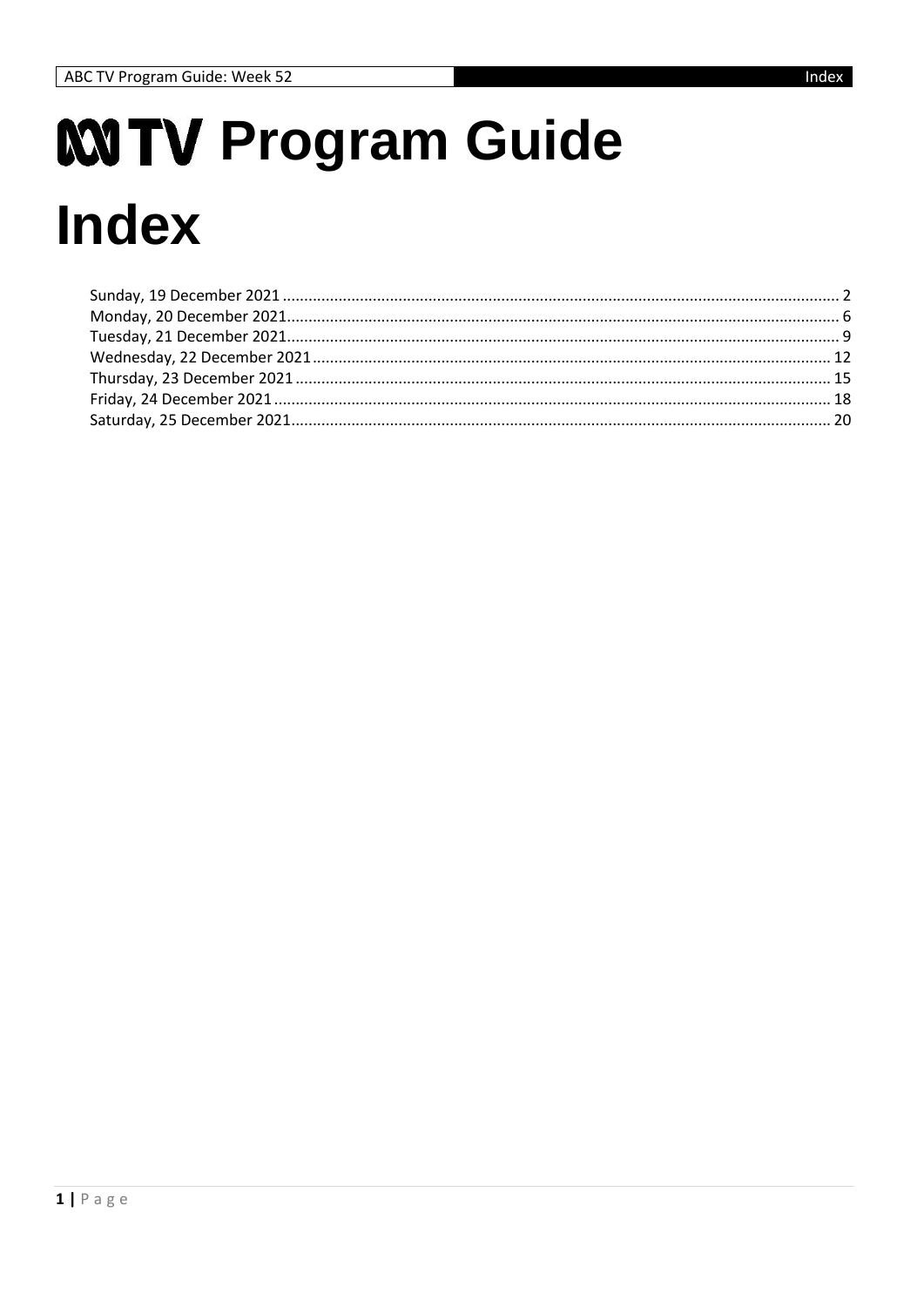# ABC TV Program Guide

# Index

Sunday, 19 December 2021 ........ 2
Monday, 20 December 2021 ........ 6
Tuesday, 21 December 2021 ........ 9
Wednesday, 22 December 2021 ........ 12
Thursday, 23 December 2021 ........ 15
Friday, 24 December 2021 ........ 18
Saturday, 25 December 2021 ........ 20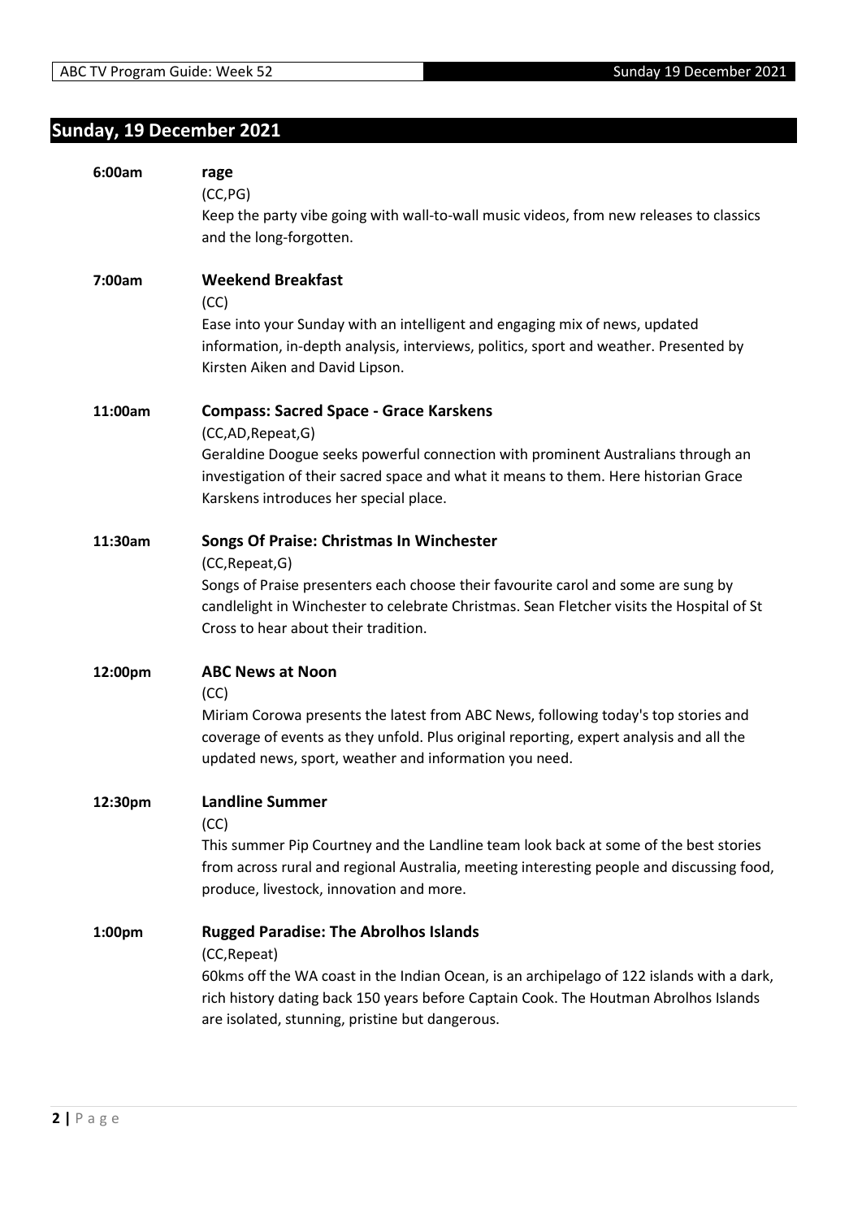## Sunday, 19 December 2021

**6:00am** **rage**

(CC,PG)

Keep the party vibe going with wall-to-wall music videos, from new releases to classics and the long-forgotten.

**7:00am** **Weekend Breakfast**

(CC)

Ease into your Sunday with an intelligent and engaging mix of news, updated information, in-depth analysis, interviews, politics, sport and weather. Presented by Kirsten Aiken and David Lipson.

**11:00am** **Compass: Sacred Space - Grace Karskens**

(CC,AD,Repeat,G)

Geraldine Doogue seeks powerful connection with prominent Australians through an investigation of their sacred space and what it means to them. Here historian Grace Karskens introduces her special place.

**11:30am** **Songs Of Praise: Christmas In Winchester**

(CC,Repeat,G)

Songs of Praise presenters each choose their favourite carol and some are sung by candlelight in Winchester to celebrate Christmas. Sean Fletcher visits the Hospital of St Cross to hear about their tradition.

**12:00pm** **ABC News at Noon**

(CC)

Miriam Corowa presents the latest from ABC News, following today's top stories and coverage of events as they unfold. Plus original reporting, expert analysis and all the updated news, sport, weather and information you need.

**12:30pm** **Landline Summer**

(CC)

This summer Pip Courtney and the Landline team look back at some of the best stories from across rural and regional Australia, meeting interesting people and discussing food, produce, livestock, innovation and more.

**1:00pm** **Rugged Paradise: The Abrolhos Islands**

(CC,Repeat)

60kms off the WA coast in the Indian Ocean, is an archipelago of 122 islands with a dark, rich history dating back 150 years before Captain Cook. The Houtman Abrolhos Islands are isolated, stunning, pristine but dangerous.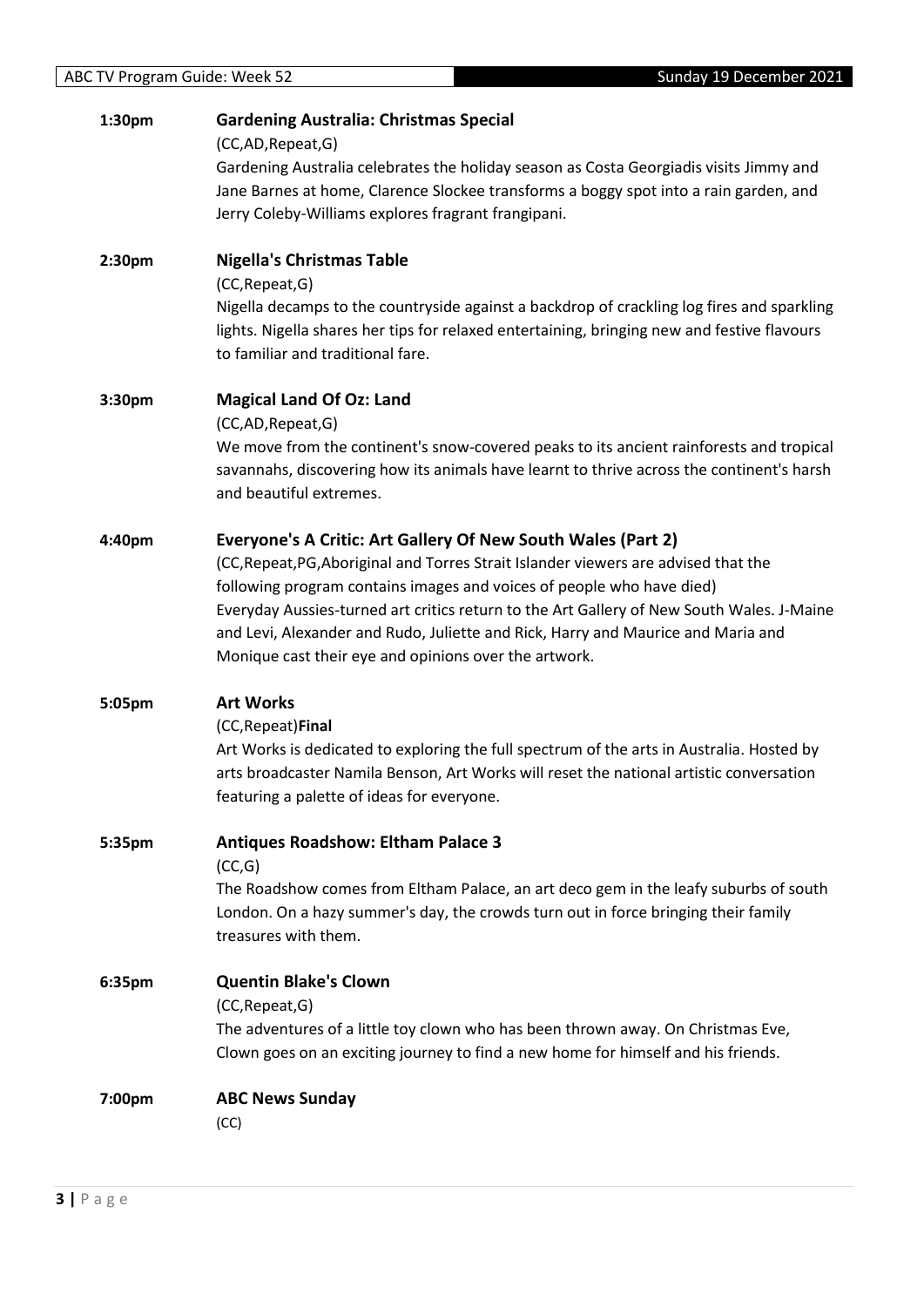**1:30pm** **Gardening Australia: Christmas Special**

(CC,AD,Repeat,G)

Gardening Australia celebrates the holiday season as Costa Georgiadis visits Jimmy and Jane Barnes at home, Clarence Slockee transforms a boggy spot into a rain garden, and Jerry Coleby-Williams explores fragrant frangipani.

**2:30pm** **Nigella's Christmas Table**

(CC,Repeat,G)

Nigella decamps to the countryside against a backdrop of crackling log fires and sparkling lights. Nigella shares her tips for relaxed entertaining, bringing new and festive flavours to familiar and traditional fare.

**3:30pm** **Magical Land Of Oz: Land**

(CC,AD,Repeat,G)

We move from the continent's snow-covered peaks to its ancient rainforests and tropical savannahs, discovering how its animals have learnt to thrive across the continent's harsh and beautiful extremes.

**4:40pm** **Everyone's A Critic: Art Gallery Of New South Wales (Part 2)**

(CC,Repeat,PG,Aboriginal and Torres Strait Islander viewers are advised that the following program contains images and voices of people who have died)

Everyday Aussies-turned art critics return to the Art Gallery of New South Wales. J-Maine and Levi, Alexander and Rudo, Juliette and Rick, Harry and Maurice and Maria and Monique cast their eye and opinions over the artwork.

**5:05pm** **Art Works**

(CC,Repeat)**Final**

Art Works is dedicated to exploring the full spectrum of the arts in Australia. Hosted by arts broadcaster Namila Benson, Art Works will reset the national artistic conversation featuring a palette of ideas for everyone.

**5:35pm** **Antiques Roadshow: Eltham Palace 3**

(CC,G)

The Roadshow comes from Eltham Palace, an art deco gem in the leafy suburbs of south London. On a hazy summer's day, the crowds turn out in force bringing their family treasures with them.

**6:35pm** **Quentin Blake's Clown**

(CC,Repeat,G)

The adventures of a little toy clown who has been thrown away. On Christmas Eve, Clown goes on an exciting journey to find a new home for himself and his friends.

**7:00pm** **ABC News Sunday**

(CC)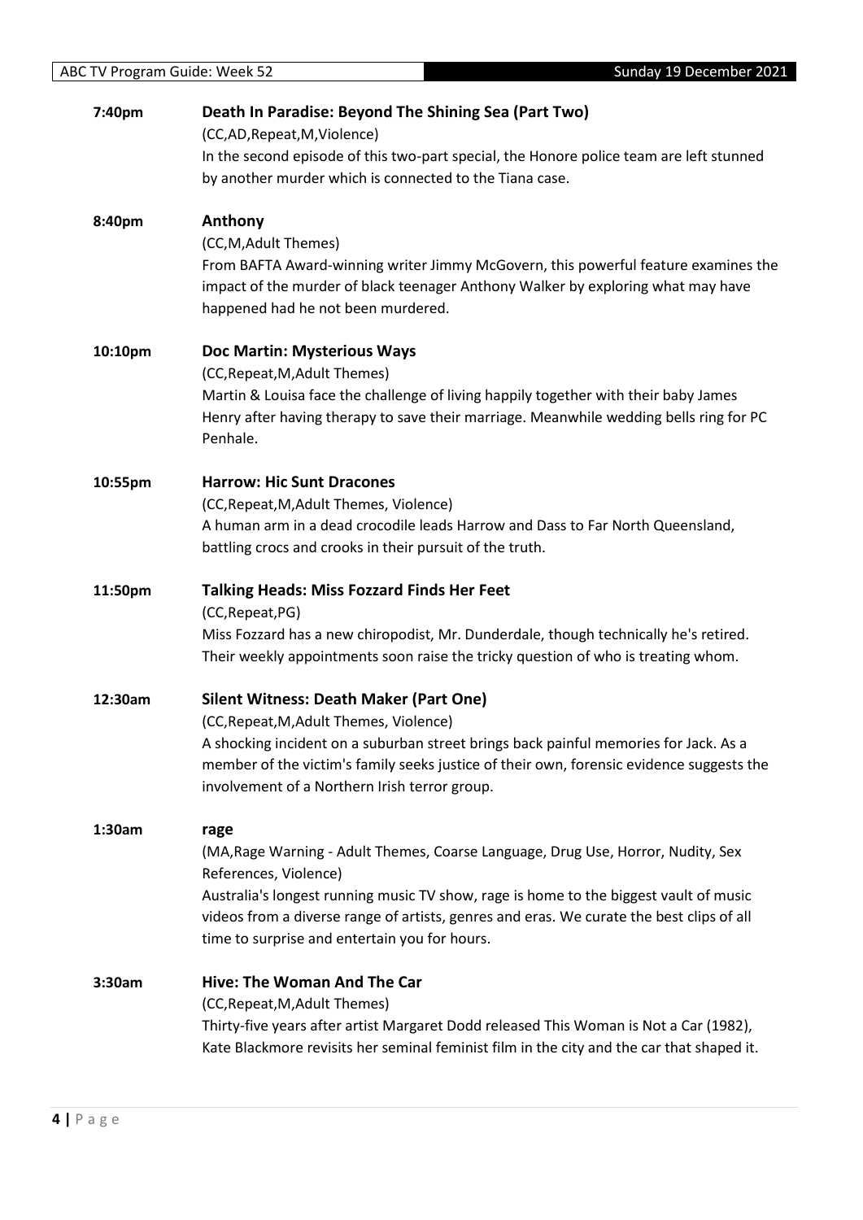**7:40pm** **Death In Paradise: Beyond The Shining Sea (Part Two)**

(CC,AD,Repeat,M,Violence)

In the second episode of this two-part special, the Honore police team are left stunned by another murder which is connected to the Tiana case.

**8:40pm** **Anthony**

(CC,M,Adult Themes)

From BAFTA Award-winning writer Jimmy McGovern, this powerful feature examines the impact of the murder of black teenager Anthony Walker by exploring what may have happened had he not been murdered.

**10:10pm** **Doc Martin: Mysterious Ways**

(CC,Repeat,M,Adult Themes)

Martin & Louisa face the challenge of living happily together with their baby James Henry after having therapy to save their marriage. Meanwhile wedding bells ring for PC Penhale.

**10:55pm** **Harrow: Hic Sunt Dracones**

(CC,Repeat,M,Adult Themes, Violence)

A human arm in a dead crocodile leads Harrow and Dass to Far North Queensland, battling crocs and crooks in their pursuit of the truth.

**11:50pm** **Talking Heads: Miss Fozzard Finds Her Feet**

(CC,Repeat,PG)

Miss Fozzard has a new chiropodist, Mr. Dunderdale, though technically he's retired. Their weekly appointments soon raise the tricky question of who is treating whom.

**12:30am** **Silent Witness: Death Maker (Part One)**

(CC,Repeat,M,Adult Themes, Violence)

A shocking incident on a suburban street brings back painful memories for Jack. As a member of the victim's family seeks justice of their own, forensic evidence suggests the involvement of a Northern Irish terror group.

**1:30am** **rage**

(MA,Rage Warning - Adult Themes, Coarse Language, Drug Use, Horror, Nudity, Sex References, Violence)

Australia's longest running music TV show, rage is home to the biggest vault of music videos from a diverse range of artists, genres and eras. We curate the best clips of all time to surprise and entertain you for hours.

**3:30am** **Hive: The Woman And The Car**

(CC,Repeat,M,Adult Themes)

Thirty-five years after artist Margaret Dodd released This Woman is Not a Car (1982), Kate Blackmore revisits her seminal feminist film in the city and the car that shaped it.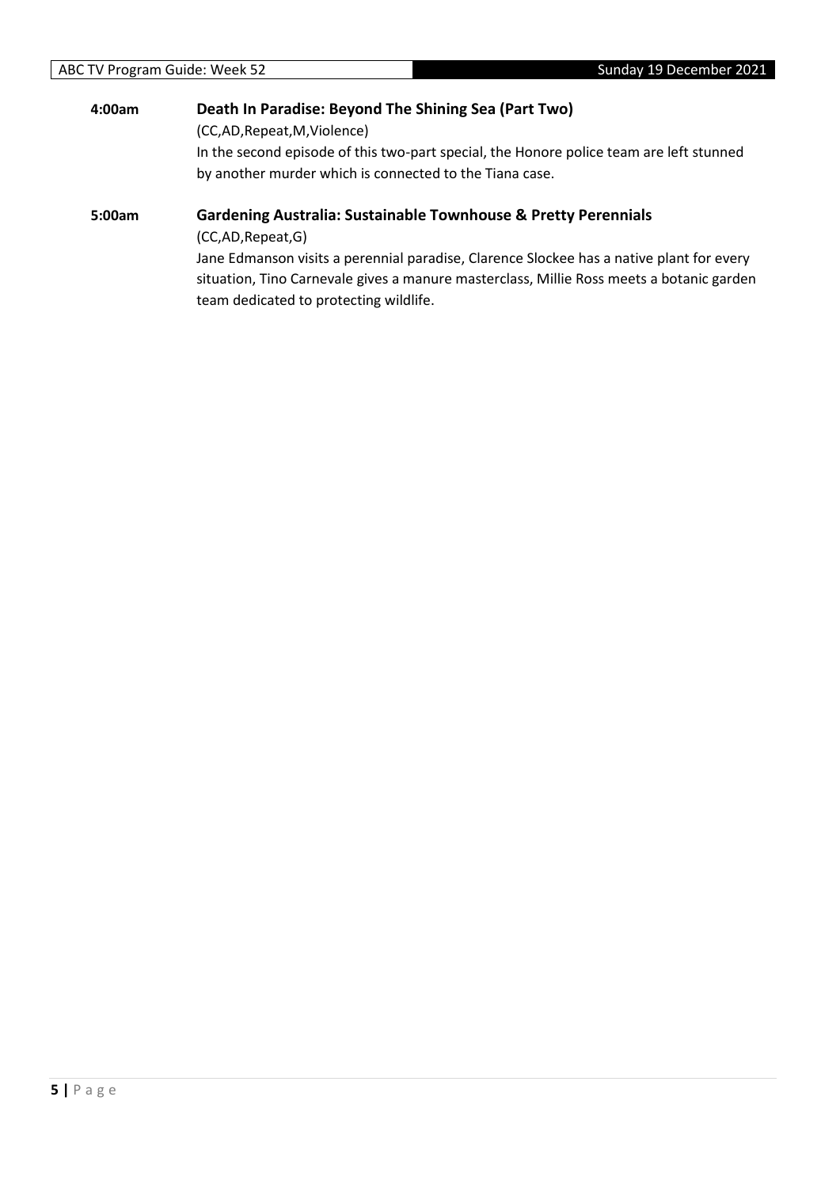**4:00am** **Death In Paradise: Beyond The Shining Sea (Part Two)**

(CC,AD,Repeat,M,Violence)

In the second episode of this two-part special, the Honore police team are left stunned by another murder which is connected to the Tiana case.

**5:00am** **Gardening Australia: Sustainable Townhouse & Pretty Perennials**

(CC,AD,Repeat,G)

Jane Edmanson visits a perennial paradise, Clarence Slockee has a native plant for every situation, Tino Carnevale gives a manure masterclass, Millie Ross meets a botanic garden team dedicated to protecting wildlife.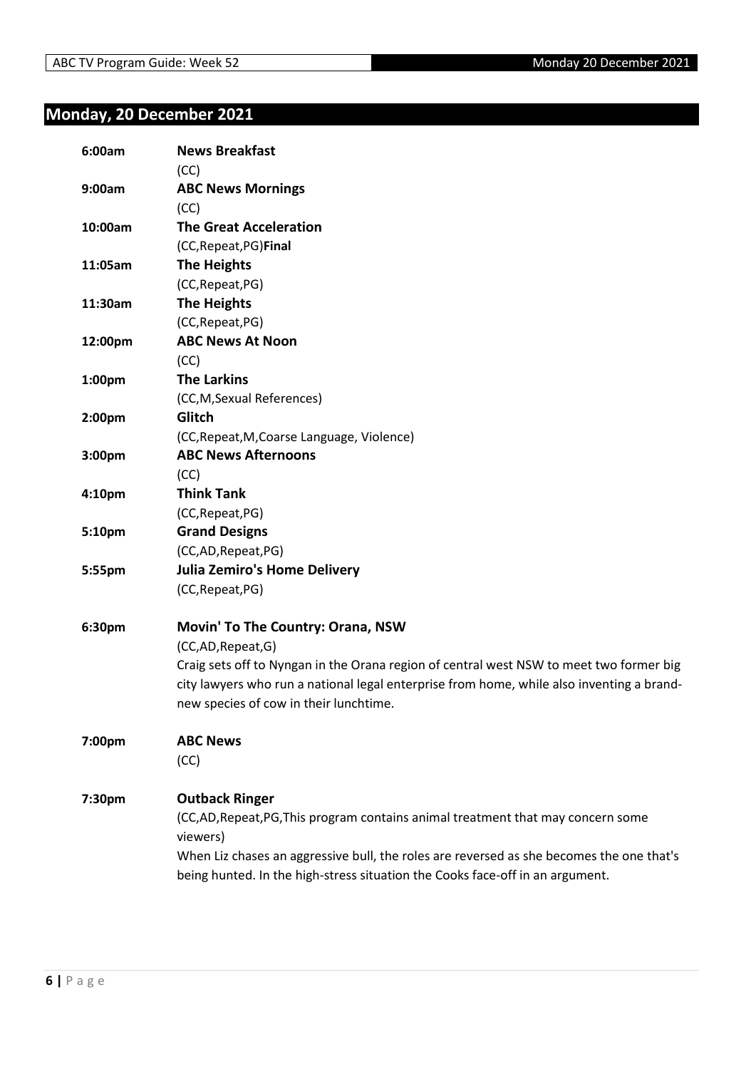## Monday, 20 December 2021

**6:00am** **News Breakfast**
(CC)

**9:00am** **ABC News Mornings**
(CC)

**10:00am** **The Great Acceleration**
(CC,Repeat,PG)**Final**

**11:05am** **The Heights**
(CC,Repeat,PG)

**11:30am** **The Heights**
(CC,Repeat,PG)

**12:00pm** **ABC News At Noon**
(CC)

**1:00pm** **The Larkins**
(CC,M,Sexual References)

**2:00pm** **Glitch**
(CC,Repeat,M,Coarse Language, Violence)

**3:00pm** **ABC News Afternoons**
(CC)

**4:10pm** **Think Tank**
(CC,Repeat,PG)

**5:10pm** **Grand Designs**
(CC,AD,Repeat,PG)

**5:55pm** **Julia Zemiro's Home Delivery**
(CC,Repeat,PG)

**6:30pm** **Movin' To The Country: Orana, NSW**
(CC,AD,Repeat,G)
Craig sets off to Nyngan in the Orana region of central west NSW to meet two former big city lawyers who run a national legal enterprise from home, while also inventing a brand-new species of cow in their lunchtime.

**7:00pm** **ABC News**
(CC)

**7:30pm** **Outback Ringer**
(CC,AD,Repeat,PG,This program contains animal treatment that may concern some viewers)
When Liz chases an aggressive bull, the roles are reversed as she becomes the one that's being hunted. In the high-stress situation the Cooks face-off in an argument.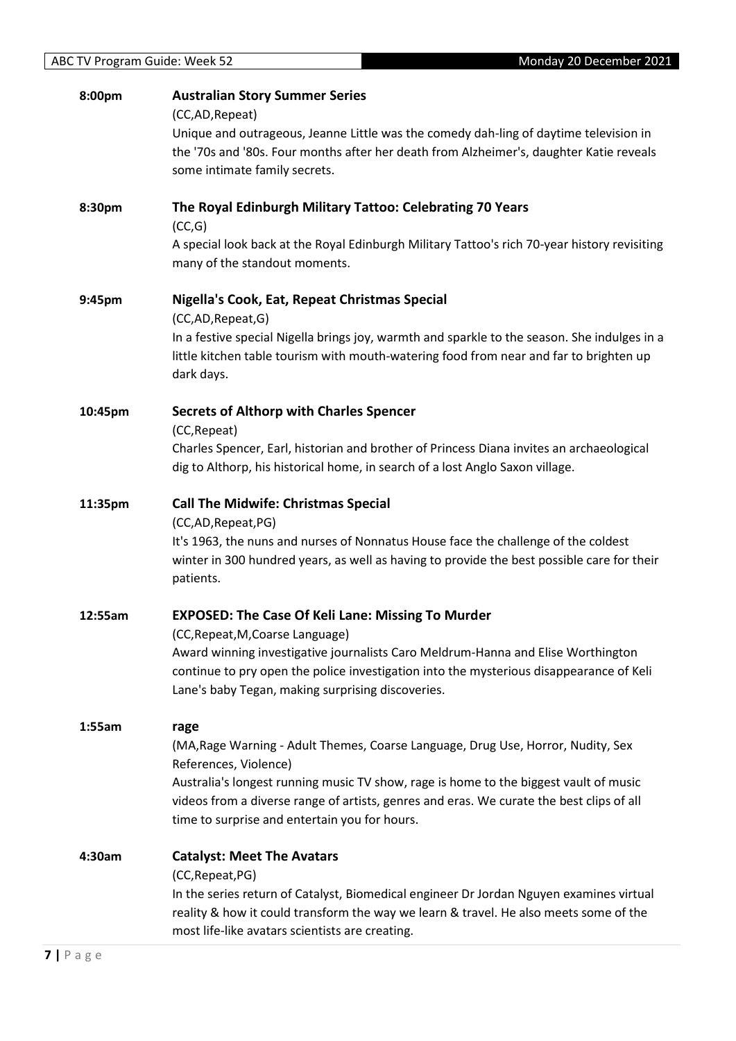**8:00pm** **Australian Story Summer Series**

(CC,AD,Repeat)

Unique and outrageous, Jeanne Little was the comedy dah-ling of daytime television in the '70s and '80s. Four months after her death from Alzheimer's, daughter Katie reveals some intimate family secrets.

**8:30pm** **The Royal Edinburgh Military Tattoo: Celebrating 70 Years**

(CC,G)

A special look back at the Royal Edinburgh Military Tattoo's rich 70-year history revisiting many of the standout moments.

**9:45pm** **Nigella's Cook, Eat, Repeat Christmas Special**

(CC,AD,Repeat,G)

In a festive special Nigella brings joy, warmth and sparkle to the season. She indulges in a little kitchen table tourism with mouth-watering food from near and far to brighten up dark days.

**10:45pm** **Secrets of Althorp with Charles Spencer**

(CC,Repeat)

Charles Spencer, Earl, historian and brother of Princess Diana invites an archaeological dig to Althorp, his historical home, in search of a lost Anglo Saxon village.

**11:35pm** **Call The Midwife: Christmas Special**

(CC,AD,Repeat,PG)

It's 1963, the nuns and nurses of Nonnatus House face the challenge of the coldest winter in 300 hundred years, as well as having to provide the best possible care for their patients.

**12:55am** **EXPOSED: The Case Of Keli Lane: Missing To Murder**

(CC,Repeat,M,Coarse Language)

Award winning investigative journalists Caro Meldrum-Hanna and Elise Worthington continue to pry open the police investigation into the mysterious disappearance of Keli Lane's baby Tegan, making surprising discoveries.

**1:55am** **rage**

(MA,Rage Warning - Adult Themes, Coarse Language, Drug Use, Horror, Nudity, Sex References, Violence)

Australia's longest running music TV show, rage is home to the biggest vault of music videos from a diverse range of artists, genres and eras. We curate the best clips of all time to surprise and entertain you for hours.

**4:30am** **Catalyst: Meet The Avatars**

(CC,Repeat,PG)

In the series return of Catalyst, Biomedical engineer Dr Jordan Nguyen examines virtual reality & how it could transform the way we learn & travel. He also meets some of the most life-like avatars scientists are creating.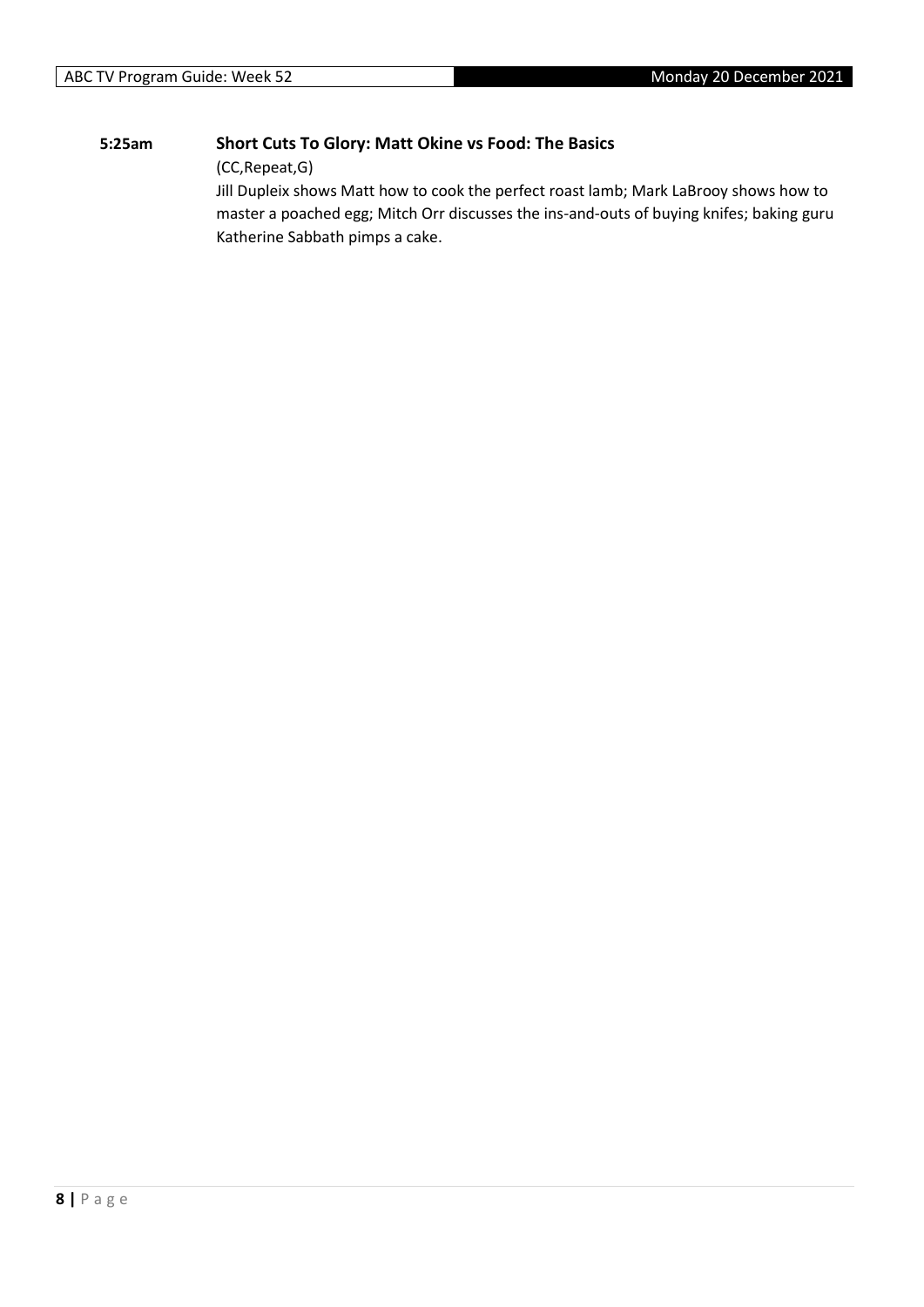**5:25am** **Short Cuts To Glory: Matt Okine vs Food: The Basics**

(CC,Repeat,G)

Jill Dupleix shows Matt how to cook the perfect roast lamb; Mark LaBrooy shows how to master a poached egg; Mitch Orr discusses the ins-and-outs of buying knifes; baking guru Katherine Sabbath pimps a cake.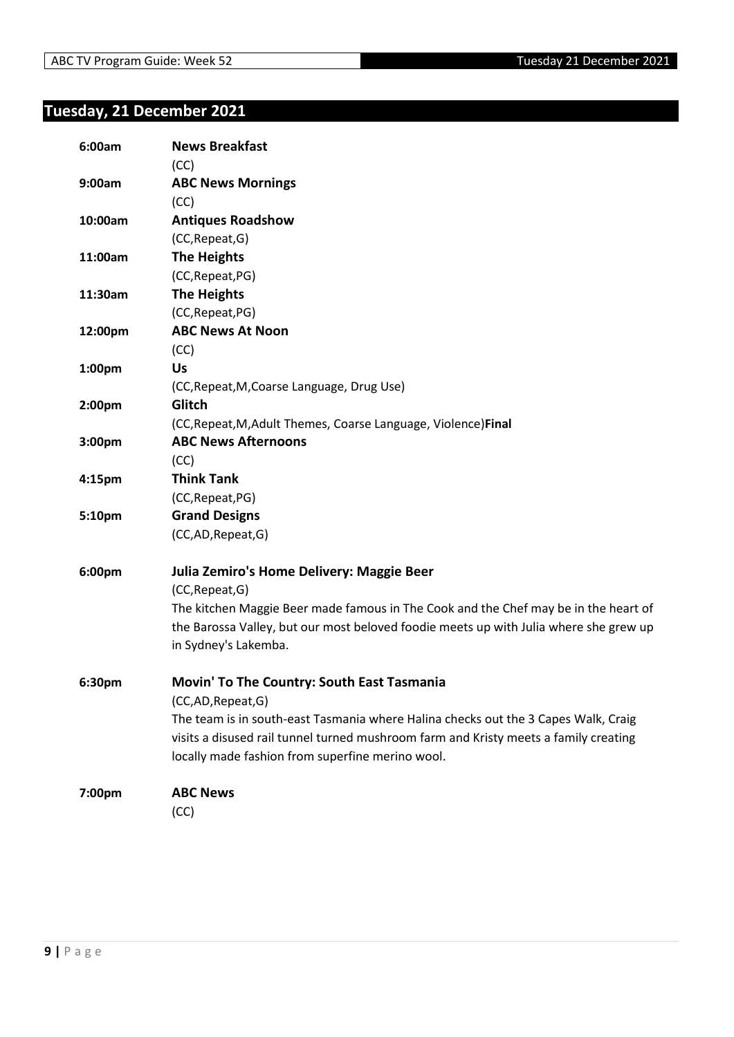## Tuesday, 21 December 2021

**6:00am** **News Breakfast**
(CC)

**9:00am** **ABC News Mornings**
(CC)

**10:00am** **Antiques Roadshow**
(CC,Repeat,G)

**11:00am** **The Heights**
(CC,Repeat,PG)

**11:30am** **The Heights**
(CC,Repeat,PG)

**12:00pm** **ABC News At Noon**
(CC)

**1:00pm** **Us**
(CC,Repeat,M,Coarse Language, Drug Use)

**2:00pm** **Glitch**
(CC,Repeat,M,Adult Themes, Coarse Language, Violence)**Final**

**3:00pm** **ABC News Afternoons**
(CC)

**4:15pm** **Think Tank**
(CC,Repeat,PG)

**5:10pm** **Grand Designs**
(CC,AD,Repeat,G)

**6:00pm** **Julia Zemiro's Home Delivery: Maggie Beer**
(CC,Repeat,G)
The kitchen Maggie Beer made famous in The Cook and the Chef may be in the heart of the Barossa Valley, but our most beloved foodie meets up with Julia where she grew up in Sydney's Lakemba.

**6:30pm** **Movin' To The Country: South East Tasmania**
(CC,AD,Repeat,G)
The team is in south-east Tasmania where Halina checks out the 3 Capes Walk, Craig visits a disused rail tunnel turned mushroom farm and Kristy meets a family creating locally made fashion from superfine merino wool.

**7:00pm** **ABC News**
(CC)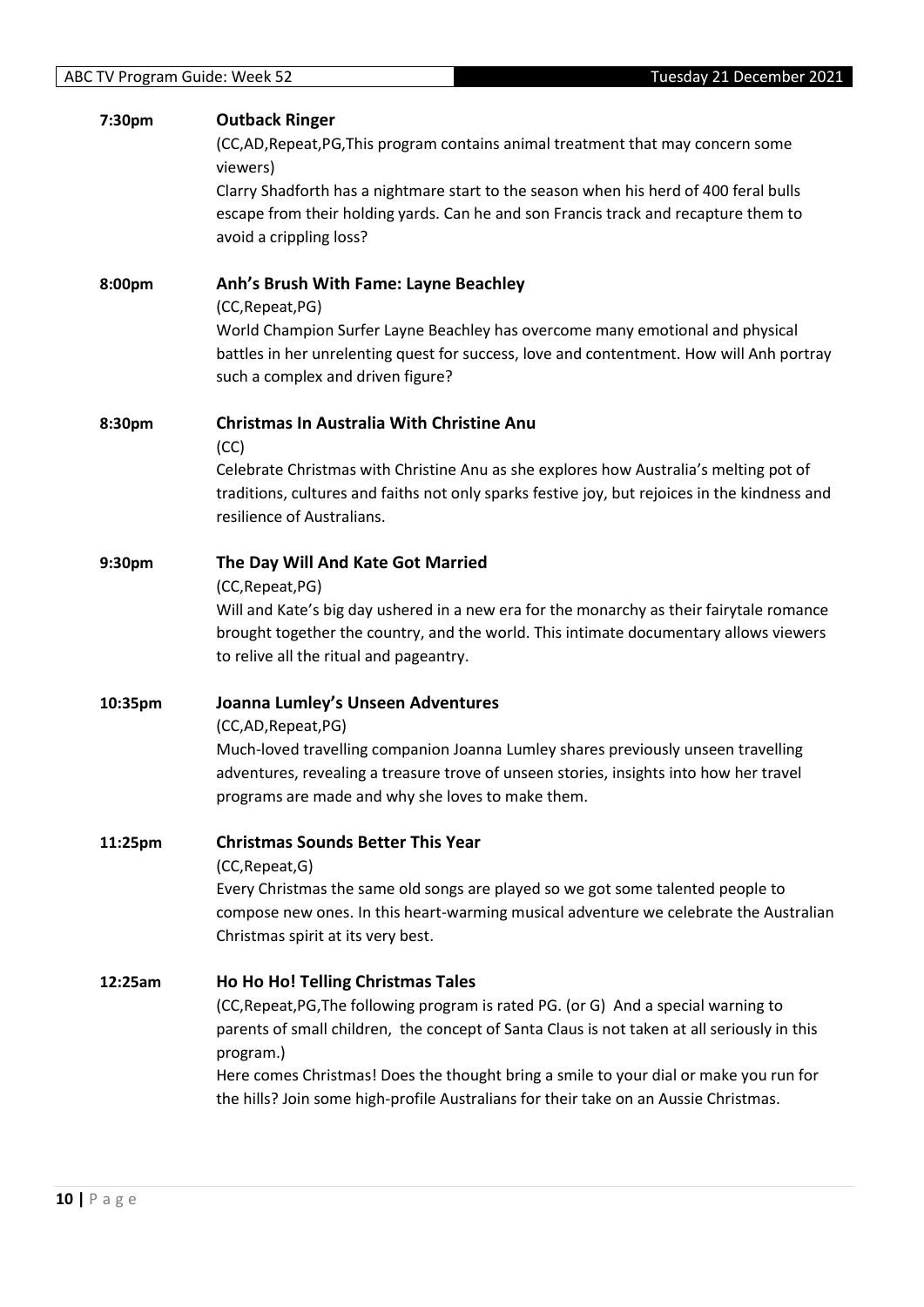**7:30pm** **Outback Ringer**

(CC,AD,Repeat,PG,This program contains animal treatment that may concern some viewers)

Clarry Shadforth has a nightmare start to the season when his herd of 400 feral bulls escape from their holding yards. Can he and son Francis track and recapture them to avoid a crippling loss?

**8:00pm** **Anh's Brush With Fame: Layne Beachley**

(CC,Repeat,PG)

World Champion Surfer Layne Beachley has overcome many emotional and physical battles in her unrelenting quest for success, love and contentment. How will Anh portray such a complex and driven figure?

**8:30pm** **Christmas In Australia With Christine Anu**

(CC)

Celebrate Christmas with Christine Anu as she explores how Australia's melting pot of traditions, cultures and faiths not only sparks festive joy, but rejoices in the kindness and resilience of Australians.

**9:30pm** **The Day Will And Kate Got Married**

(CC,Repeat,PG)

Will and Kate's big day ushered in a new era for the monarchy as their fairytale romance brought together the country, and the world. This intimate documentary allows viewers to relive all the ritual and pageantry.

**10:35pm** **Joanna Lumley's Unseen Adventures**

(CC,AD,Repeat,PG)

Much-loved travelling companion Joanna Lumley shares previously unseen travelling adventures, revealing a treasure trove of unseen stories, insights into how her travel programs are made and why she loves to make them.

**11:25pm** **Christmas Sounds Better This Year**

(CC,Repeat,G)

Every Christmas the same old songs are played so we got some talented people to compose new ones. In this heart-warming musical adventure we celebrate the Australian Christmas spirit at its very best.

**12:25am** **Ho Ho Ho! Telling Christmas Tales**

(CC,Repeat,PG,The following program is rated PG. (or G) And a special warning to parents of small children, the concept of Santa Claus is not taken at all seriously in this program.)

Here comes Christmas! Does the thought bring a smile to your dial or make you run for the hills? Join some high-profile Australians for their take on an Aussie Christmas.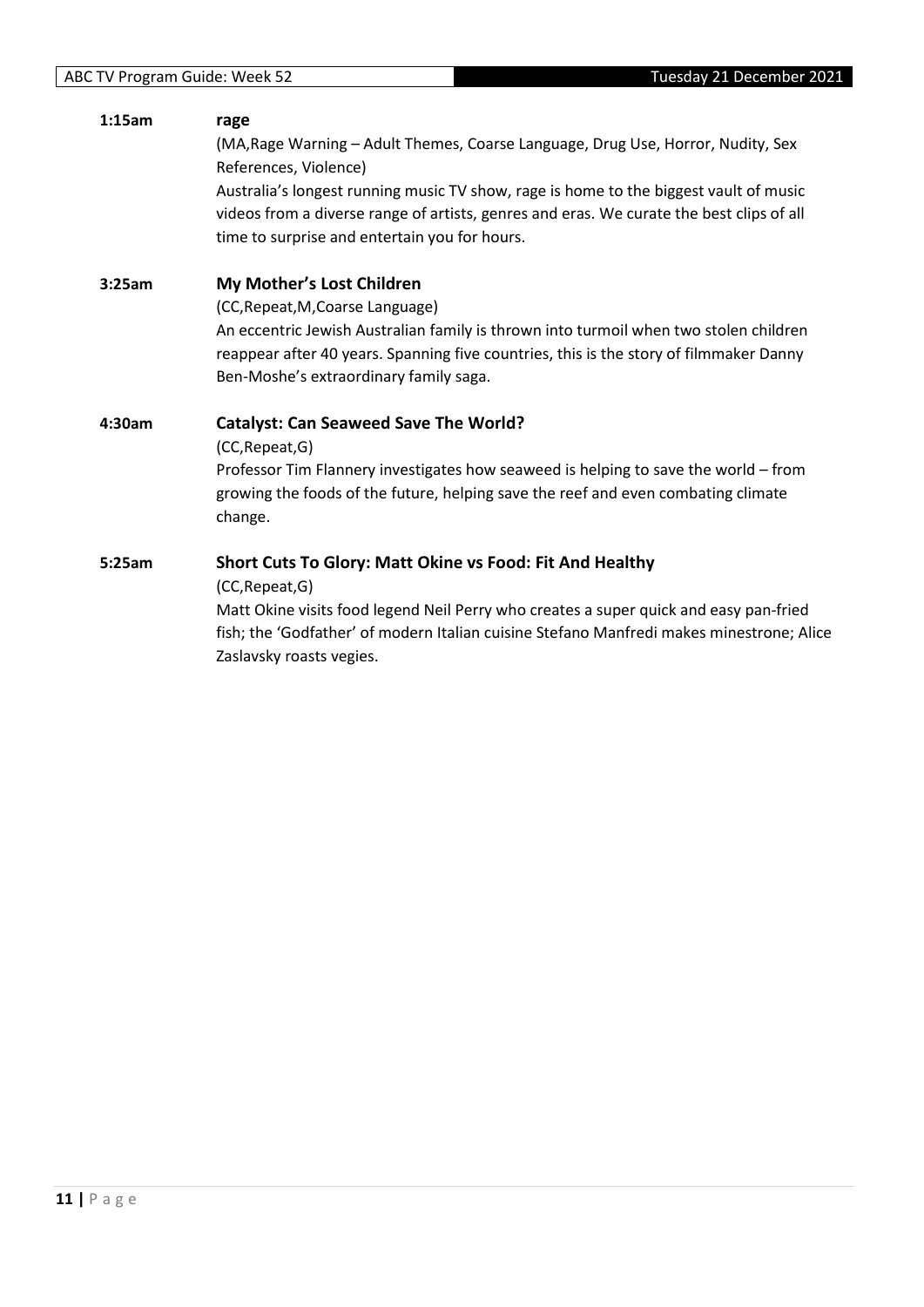**1:15am** **rage**

(MA,Rage Warning – Adult Themes, Coarse Language, Drug Use, Horror, Nudity, Sex References, Violence)

Australia's longest running music TV show, rage is home to the biggest vault of music videos from a diverse range of artists, genres and eras. We curate the best clips of all time to surprise and entertain you for hours.

**3:25am** **My Mother's Lost Children**

(CC,Repeat,M,Coarse Language)

An eccentric Jewish Australian family is thrown into turmoil when two stolen children reappear after 40 years. Spanning five countries, this is the story of filmmaker Danny Ben-Moshe's extraordinary family saga.

**4:30am** **Catalyst: Can Seaweed Save The World?**

(CC,Repeat,G)

Professor Tim Flannery investigates how seaweed is helping to save the world – from growing the foods of the future, helping save the reef and even combating climate change.

**5:25am** **Short Cuts To Glory: Matt Okine vs Food: Fit And Healthy**

(CC,Repeat,G)

Matt Okine visits food legend Neil Perry who creates a super quick and easy pan-fried fish; the 'Godfather' of modern Italian cuisine Stefano Manfredi makes minestrone; Alice Zaslavsky roasts vegies.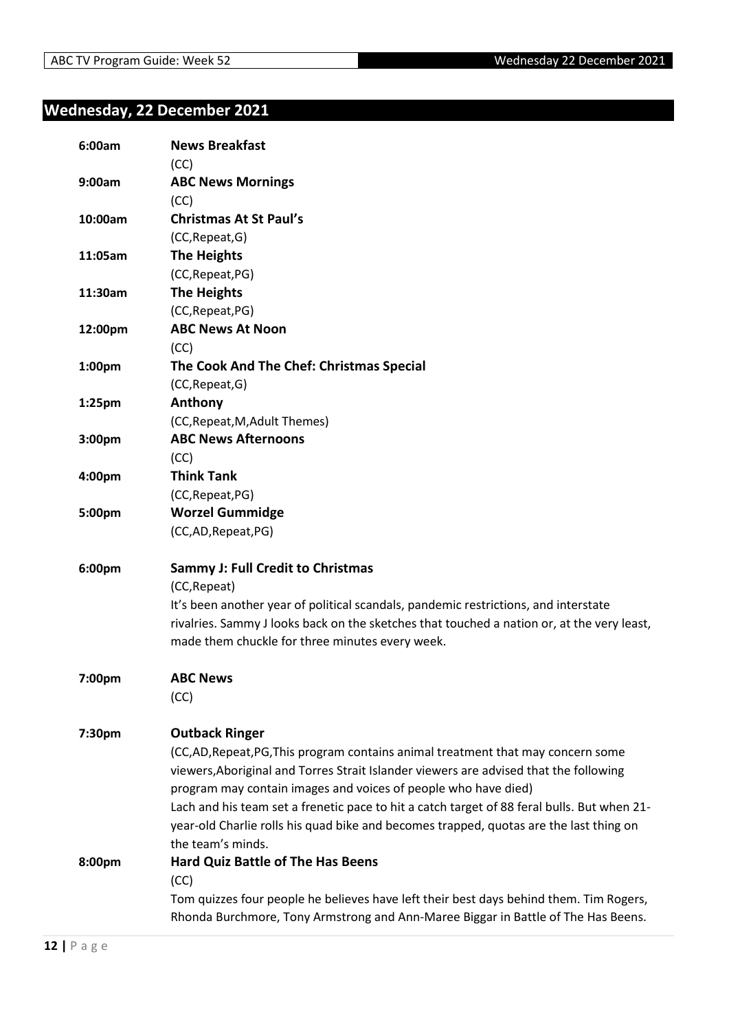## Wednesday, 22 December 2021

| | |
|---|---|
| 6:00am | **News Breakfast**<br>(CC) |
| 9:00am | **ABC News Mornings**<br>(CC) |
| 10:00am | **Christmas At St Paul's**<br>(CC,Repeat,G) |
| 11:05am | **The Heights**<br>(CC,Repeat,PG) |
| 11:30am | **The Heights**<br>(CC,Repeat,PG) |
| 12:00pm | **ABC News At Noon**<br>(CC) |
| 1:00pm | **The Cook And The Chef: Christmas Special**<br>(CC,Repeat,G) |
| 1:25pm | **Anthony**<br>(CC,Repeat,M,Adult Themes) |
| 3:00pm | **ABC News Afternoons**<br>(CC) |
| 4:00pm | **Think Tank**<br>(CC,Repeat,PG) |
| 5:00pm | **Worzel Gummidge**<br>(CC,AD,Repeat,PG) |
| 6:00pm | **Sammy J: Full Credit to Christmas**<br>(CC,Repeat)<br>It's been another year of political scandals, pandemic restrictions, and interstate rivalries. Sammy J looks back on the sketches that touched a nation or, at the very least, made them chuckle for three minutes every week. |
| 7:00pm | **ABC News**<br>(CC) |
| 7:30pm | **Outback Ringer**<br>(CC,AD,Repeat,PG,This program contains animal treatment that may concern some viewers,Aboriginal and Torres Strait Islander viewers are advised that the following program may contain images and voices of people who have died)<br>Lach and his team set a frenetic pace to hit a catch target of 88 feral bulls. But when 21-year-old Charlie rolls his quad bike and becomes trapped, quotas are the last thing on the team's minds. |
| 8:00pm | **Hard Quiz Battle of The Has Beens**<br>(CC)<br>Tom quizzes four people he believes have left their best days behind them. Tim Rogers, Rhonda Burchmore, Tony Armstrong and Ann-Maree Biggar in Battle of The Has Beens. |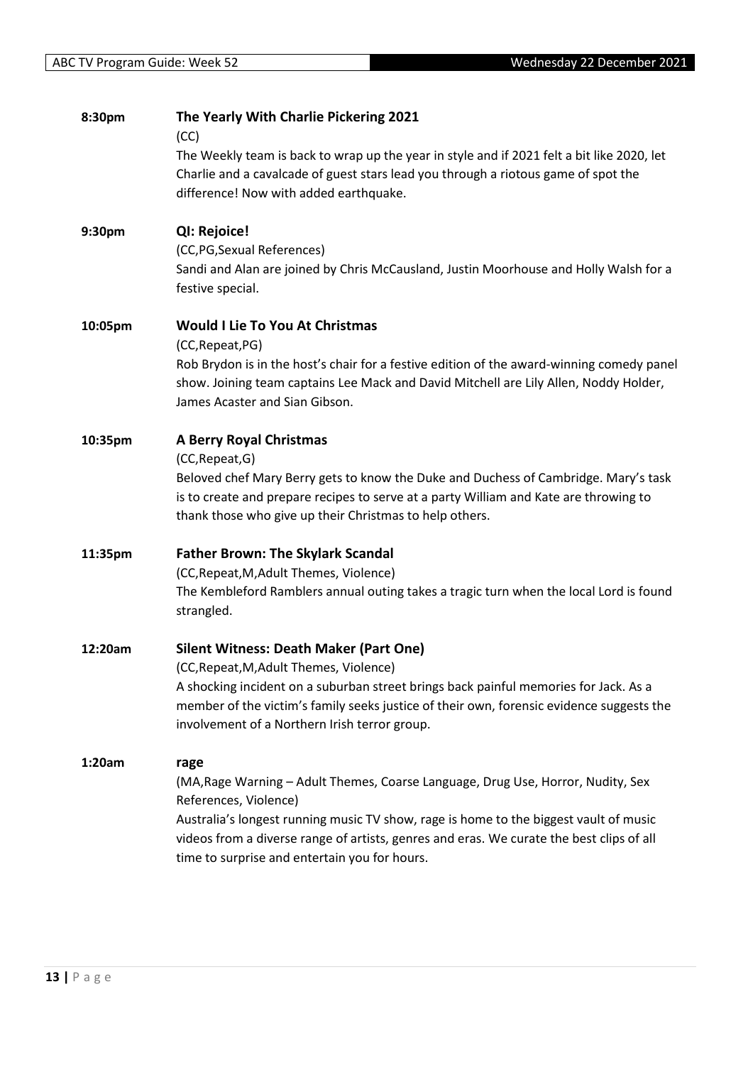**8:30pm** **The Yearly With Charlie Pickering 2021**

(CC)

The Weekly team is back to wrap up the year in style and if 2021 felt a bit like 2020, let Charlie and a cavalcade of guest stars lead you through a riotous game of spot the difference! Now with added earthquake.

**9:30pm** **QI: Rejoice!**

(CC,PG,Sexual References)

Sandi and Alan are joined by Chris McCausland, Justin Moorhouse and Holly Walsh for a festive special.

**10:05pm** **Would I Lie To You At Christmas**

(CC,Repeat,PG)

Rob Brydon is in the host's chair for a festive edition of the award-winning comedy panel show. Joining team captains Lee Mack and David Mitchell are Lily Allen, Noddy Holder, James Acaster and Sian Gibson.

**10:35pm** **A Berry Royal Christmas**

(CC,Repeat,G)

Beloved chef Mary Berry gets to know the Duke and Duchess of Cambridge. Mary's task is to create and prepare recipes to serve at a party William and Kate are throwing to thank those who give up their Christmas to help others.

**11:35pm** **Father Brown: The Skylark Scandal**

(CC,Repeat,M,Adult Themes, Violence)

The Kembleford Ramblers annual outing takes a tragic turn when the local Lord is found strangled.

**12:20am** **Silent Witness: Death Maker (Part One)**

(CC,Repeat,M,Adult Themes, Violence)

A shocking incident on a suburban street brings back painful memories for Jack. As a member of the victim's family seeks justice of their own, forensic evidence suggests the involvement of a Northern Irish terror group.

**1:20am** **rage**

(MA,Rage Warning – Adult Themes, Coarse Language, Drug Use, Horror, Nudity, Sex References, Violence)

Australia's longest running music TV show, rage is home to the biggest vault of music videos from a diverse range of artists, genres and eras. We curate the best clips of all time to surprise and entertain you for hours.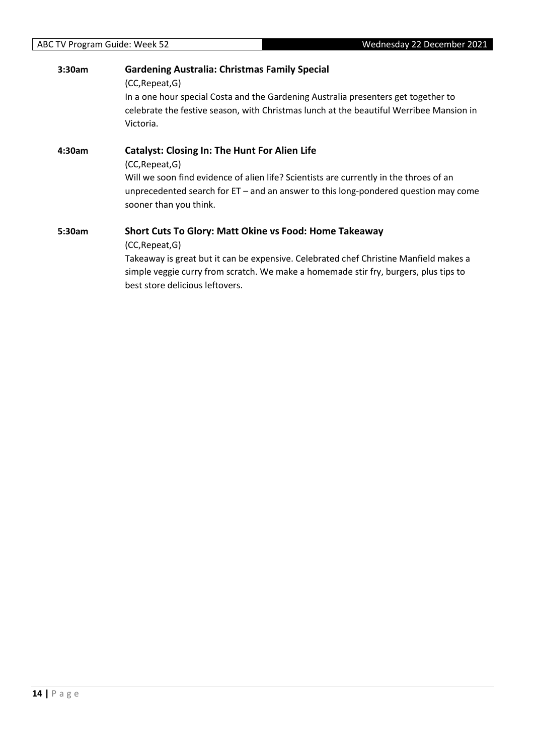**3:30am** **Gardening Australia: Christmas Family Special**

(CC,Repeat,G)

In a one hour special Costa and the Gardening Australia presenters get together to celebrate the festive season, with Christmas lunch at the beautiful Werribee Mansion in Victoria.

**4:30am** **Catalyst: Closing In: The Hunt For Alien Life**

(CC,Repeat,G)

Will we soon find evidence of alien life? Scientists are currently in the throes of an unprecedented search for ET – and an answer to this long-pondered question may come sooner than you think.

**5:30am** **Short Cuts To Glory: Matt Okine vs Food: Home Takeaway**

(CC,Repeat,G)

Takeaway is great but it can be expensive. Celebrated chef Christine Manfield makes a simple veggie curry from scratch. We make a homemade stir fry, burgers, plus tips to best store delicious leftovers.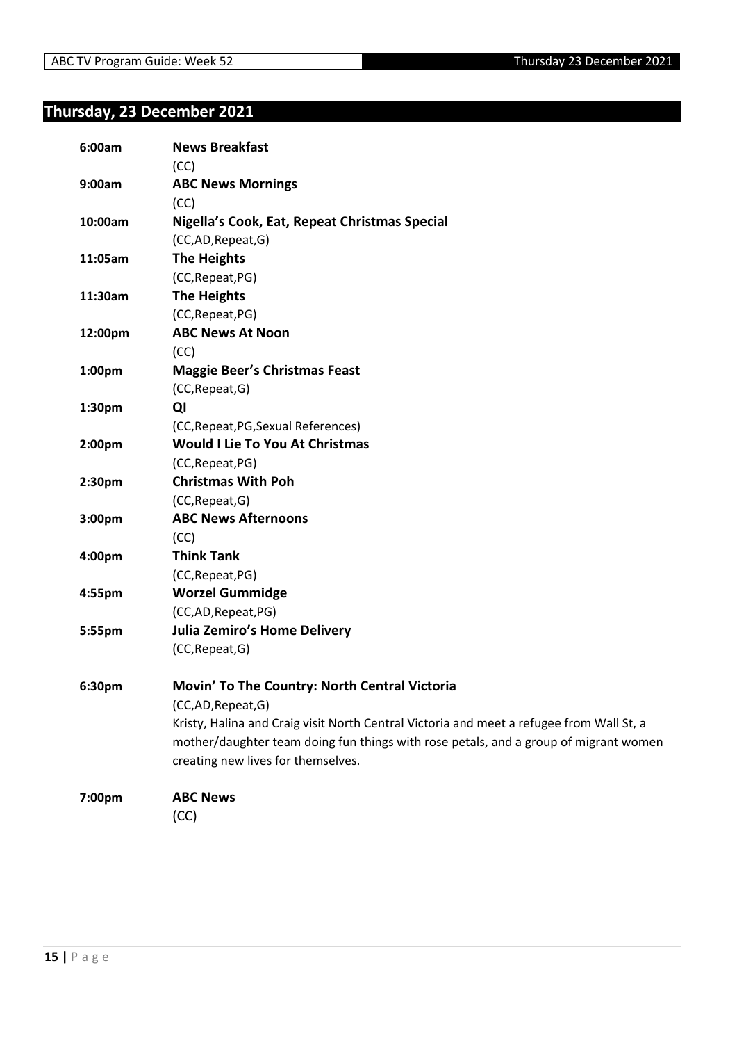## Thursday, 23 December 2021

**6:00am** **News Breakfast**
(CC)

**9:00am** **ABC News Mornings**
(CC)

**10:00am** **Nigella's Cook, Eat, Repeat Christmas Special**
(CC,AD,Repeat,G)

**11:05am** **The Heights**
(CC,Repeat,PG)

**11:30am** **The Heights**
(CC,Repeat,PG)

**12:00pm** **ABC News At Noon**
(CC)

**1:00pm** **Maggie Beer's Christmas Feast**
(CC,Repeat,G)

**1:30pm** **QI**
(CC,Repeat,PG,Sexual References)

**2:00pm** **Would I Lie To You At Christmas**
(CC,Repeat,PG)

**2:30pm** **Christmas With Poh**
(CC,Repeat,G)

**3:00pm** **ABC News Afternoons**
(CC)

**4:00pm** **Think Tank**
(CC,Repeat,PG)

**4:55pm** **Worzel Gummidge**
(CC,AD,Repeat,PG)

**5:55pm** **Julia Zemiro's Home Delivery**
(CC,Repeat,G)

**6:30pm** **Movin' To The Country: North Central Victoria**
(CC,AD,Repeat,G)
Kristy, Halina and Craig visit North Central Victoria and meet a refugee from Wall St, a mother/daughter team doing fun things with rose petals, and a group of migrant women creating new lives for themselves.

**7:00pm** **ABC News**
(CC)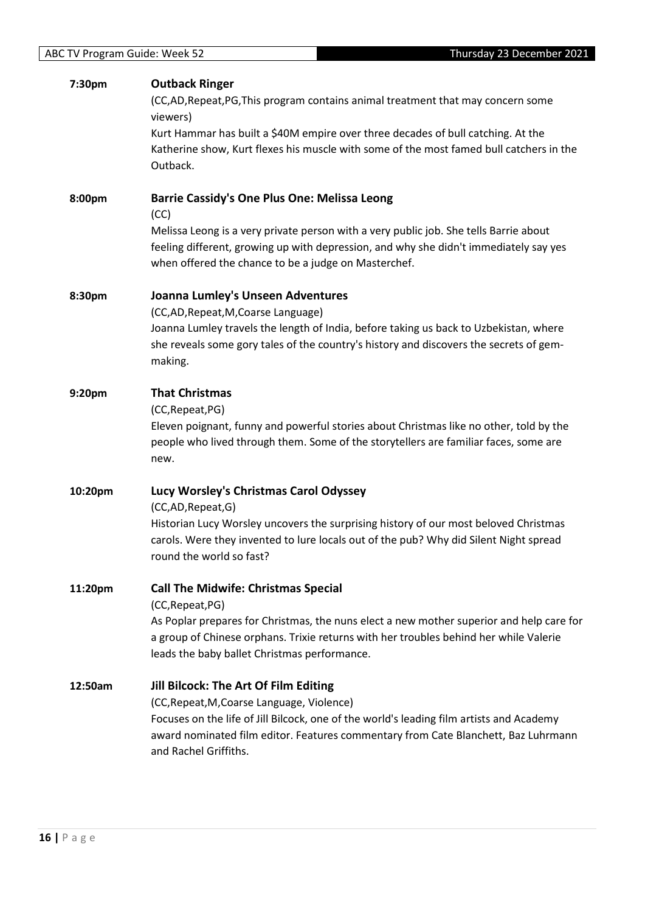**7:30pm** **Outback Ringer**

(CC,AD,Repeat,PG,This program contains animal treatment that may concern some viewers)

Kurt Hammar has built a $40M empire over three decades of bull catching. At the Katherine show, Kurt flexes his muscle with some of the most famed bull catchers in the Outback.

**8:00pm** **Barrie Cassidy's One Plus One: Melissa Leong**

(CC)

Melissa Leong is a very private person with a very public job. She tells Barrie about feeling different, growing up with depression, and why she didn't immediately say yes when offered the chance to be a judge on Masterchef.

**8:30pm** **Joanna Lumley's Unseen Adventures**

(CC,AD,Repeat,M,Coarse Language)

Joanna Lumley travels the length of India, before taking us back to Uzbekistan, where she reveals some gory tales of the country's history and discovers the secrets of gem-making.

**9:20pm** **That Christmas**

(CC,Repeat,PG)

Eleven poignant, funny and powerful stories about Christmas like no other, told by the people who lived through them. Some of the storytellers are familiar faces, some are new.

**10:20pm** **Lucy Worsley's Christmas Carol Odyssey**

(CC,AD,Repeat,G)

Historian Lucy Worsley uncovers the surprising history of our most beloved Christmas carols. Were they invented to lure locals out of the pub? Why did Silent Night spread round the world so fast?

**11:20pm** **Call The Midwife: Christmas Special**

(CC,Repeat,PG)

As Poplar prepares for Christmas, the nuns elect a new mother superior and help care for a group of Chinese orphans. Trixie returns with her troubles behind her while Valerie leads the baby ballet Christmas performance.

**12:50am** **Jill Bilcock: The Art Of Film Editing**

(CC,Repeat,M,Coarse Language, Violence)

Focuses on the life of Jill Bilcock, one of the world's leading film artists and Academy award nominated film editor. Features commentary from Cate Blanchett, Baz Luhrmann and Rachel Griffiths.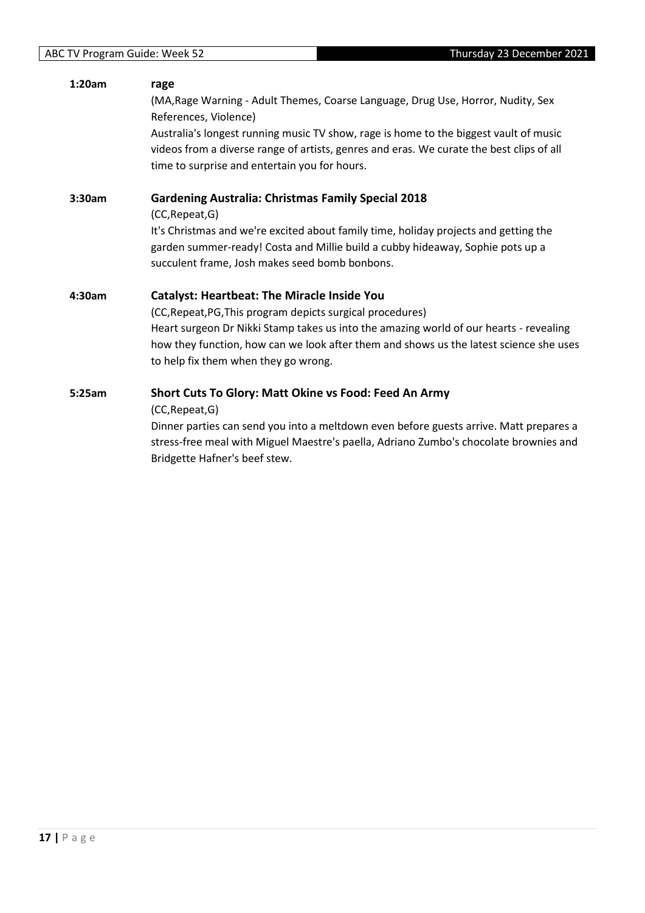**1:20am** **rage**

(MA,Rage Warning - Adult Themes, Coarse Language, Drug Use, Horror, Nudity, Sex References, Violence)

Australia's longest running music TV show, rage is home to the biggest vault of music videos from a diverse range of artists, genres and eras. We curate the best clips of all time to surprise and entertain you for hours.

**3:30am** **Gardening Australia: Christmas Family Special 2018**

(CC,Repeat,G)

It's Christmas and we're excited about family time, holiday projects and getting the garden summer-ready! Costa and Millie build a cubby hideaway, Sophie pots up a succulent frame, Josh makes seed bomb bonbons.

**4:30am** **Catalyst: Heartbeat: The Miracle Inside You**

(CC,Repeat,PG,This program depicts surgical procedures)

Heart surgeon Dr Nikki Stamp takes us into the amazing world of our hearts - revealing how they function, how can we look after them and shows us the latest science she uses to help fix them when they go wrong.

**5:25am** **Short Cuts To Glory: Matt Okine vs Food: Feed An Army**

(CC,Repeat,G)

Dinner parties can send you into a meltdown even before guests arrive. Matt prepares a stress-free meal with Miguel Maestre's paella, Adriano Zumbo's chocolate brownies and Bridgette Hafner's beef stew.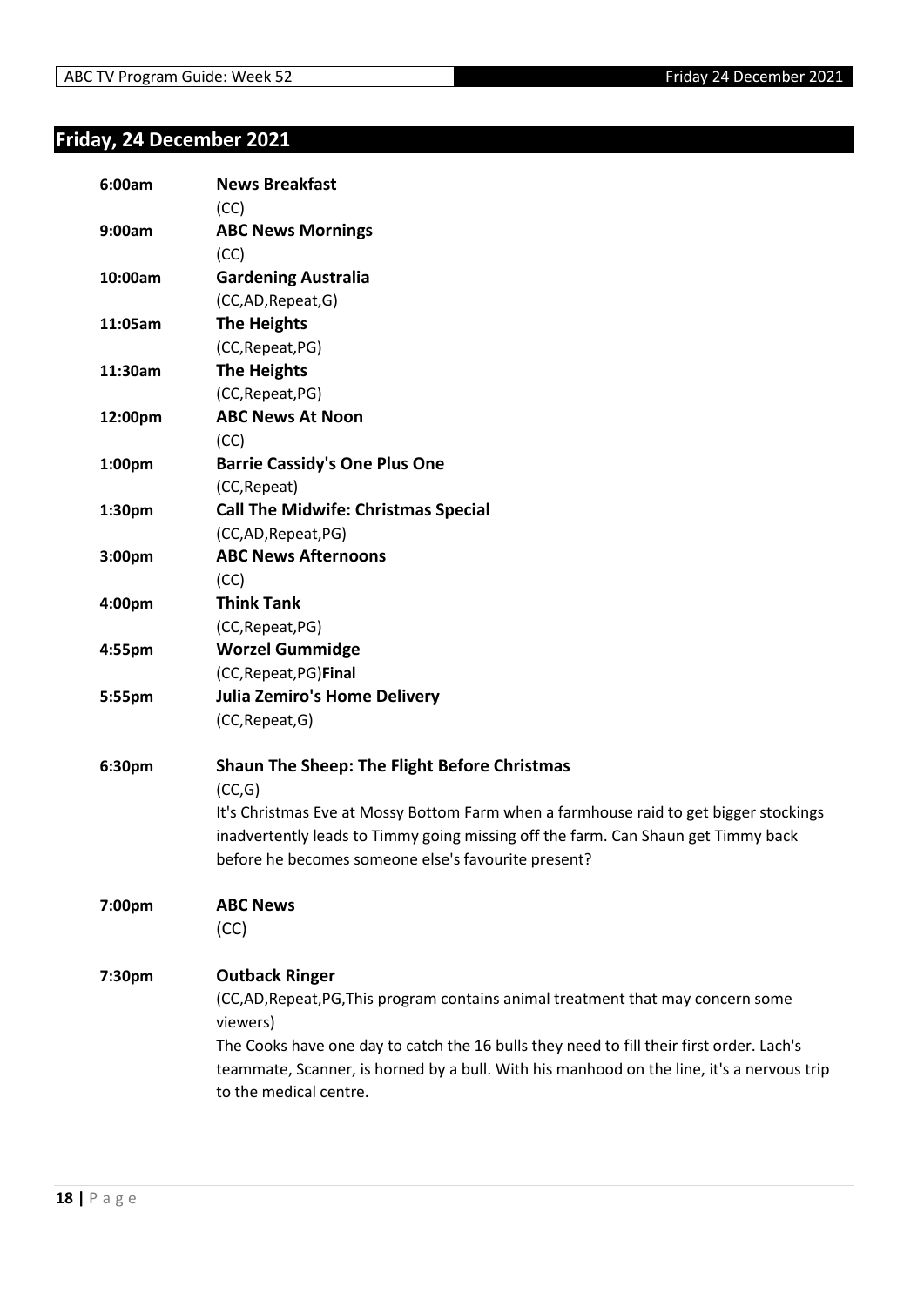## Friday, 24 December 2021

**6:00am** **News Breakfast**
(CC)

**9:00am** **ABC News Mornings**
(CC)

**10:00am** **Gardening Australia**
(CC,AD,Repeat,G)

**11:05am** **The Heights**
(CC,Repeat,PG)

**11:30am** **The Heights**
(CC,Repeat,PG)

**12:00pm** **ABC News At Noon**
(CC)

**1:00pm** **Barrie Cassidy's One Plus One**
(CC,Repeat)

**1:30pm** **Call The Midwife: Christmas Special**
(CC,AD,Repeat,PG)

**3:00pm** **ABC News Afternoons**
(CC)

**4:00pm** **Think Tank**
(CC,Repeat,PG)

**4:55pm** **Worzel Gummidge**
(CC,Repeat,PG)**Final**

**5:55pm** **Julia Zemiro's Home Delivery**
(CC,Repeat,G)

**6:30pm** **Shaun The Sheep: The Flight Before Christmas**
(CC,G)
It's Christmas Eve at Mossy Bottom Farm when a farmhouse raid to get bigger stockings inadvertently leads to Timmy going missing off the farm. Can Shaun get Timmy back before he becomes someone else's favourite present?

**7:00pm** **ABC News**
(CC)

**7:30pm** **Outback Ringer**
(CC,AD,Repeat,PG,This program contains animal treatment that may concern some viewers)
The Cooks have one day to catch the 16 bulls they need to fill their first order. Lach's teammate, Scanner, is horned by a bull. With his manhood on the line, it's a nervous trip to the medical centre.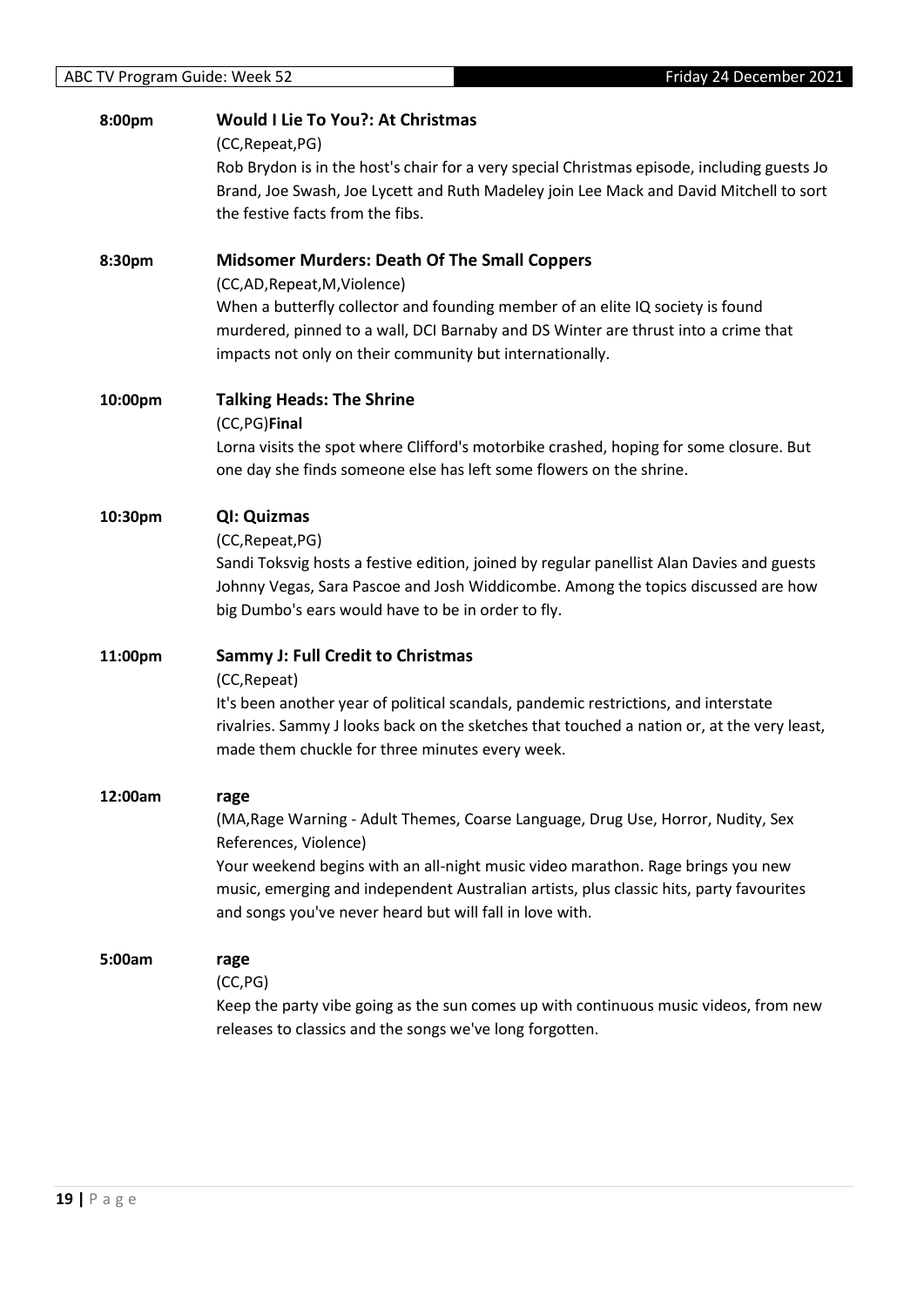**8:00pm** **Would I Lie To You?: At Christmas**

(CC,Repeat,PG)

Rob Brydon is in the host's chair for a very special Christmas episode, including guests Jo Brand, Joe Swash, Joe Lycett and Ruth Madeley join Lee Mack and David Mitchell to sort the festive facts from the fibs.

**8:30pm** **Midsomer Murders: Death Of The Small Coppers**

(CC,AD,Repeat,M,Violence)

When a butterfly collector and founding member of an elite IQ society is found murdered, pinned to a wall, DCI Barnaby and DS Winter are thrust into a crime that impacts not only on their community but internationally.

**10:00pm** **Talking Heads: The Shrine**

(CC,PG)**Final**

Lorna visits the spot where Clifford's motorbike crashed, hoping for some closure. But one day she finds someone else has left some flowers on the shrine.

**10:30pm** **QI: Quizmas**

(CC,Repeat,PG)

Sandi Toksvig hosts a festive edition, joined by regular panellist Alan Davies and guests Johnny Vegas, Sara Pascoe and Josh Widdicombe. Among the topics discussed are how big Dumbo's ears would have to be in order to fly.

**11:00pm** **Sammy J: Full Credit to Christmas**

(CC,Repeat)

It's been another year of political scandals, pandemic restrictions, and interstate rivalries. Sammy J looks back on the sketches that touched a nation or, at the very least, made them chuckle for three minutes every week.

**12:00am** **rage**

(MA,Rage Warning - Adult Themes, Coarse Language, Drug Use, Horror, Nudity, Sex References, Violence)

Your weekend begins with an all-night music video marathon. Rage brings you new music, emerging and independent Australian artists, plus classic hits, party favourites and songs you've never heard but will fall in love with.

**5:00am** **rage**

(CC,PG)

Keep the party vibe going as the sun comes up with continuous music videos, from new releases to classics and the songs we've long forgotten.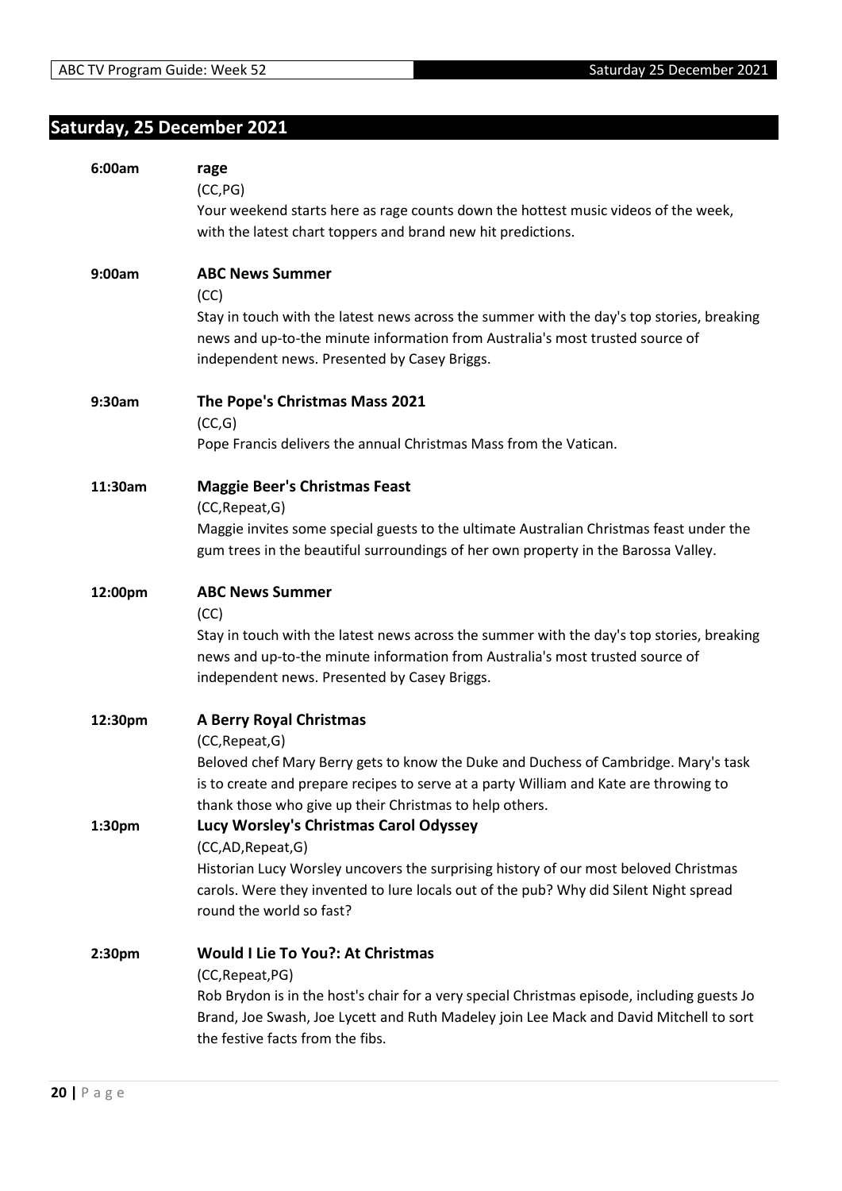## Saturday, 25 December 2021

**6:00am** **rage**

(CC,PG)

Your weekend starts here as rage counts down the hottest music videos of the week, with the latest chart toppers and brand new hit predictions.

**9:00am** **ABC News Summer**

(CC)

Stay in touch with the latest news across the summer with the day's top stories, breaking news and up-to-the minute information from Australia's most trusted source of independent news. Presented by Casey Briggs.

**9:30am** **The Pope's Christmas Mass 2021**

(CC,G)

Pope Francis delivers the annual Christmas Mass from the Vatican.

**11:30am** **Maggie Beer's Christmas Feast**

(CC,Repeat,G)

Maggie invites some special guests to the ultimate Australian Christmas feast under the gum trees in the beautiful surroundings of her own property in the Barossa Valley.

**12:00pm** **ABC News Summer**

(CC)

Stay in touch with the latest news across the summer with the day's top stories, breaking news and up-to-the minute information from Australia's most trusted source of independent news. Presented by Casey Briggs.

**12:30pm** **A Berry Royal Christmas**

(CC,Repeat,G)

Beloved chef Mary Berry gets to know the Duke and Duchess of Cambridge. Mary's task is to create and prepare recipes to serve at a party William and Kate are throwing to thank those who give up their Christmas to help others.

**1:30pm** **Lucy Worsley's Christmas Carol Odyssey**

(CC,AD,Repeat,G)

Historian Lucy Worsley uncovers the surprising history of our most beloved Christmas carols. Were they invented to lure locals out of the pub? Why did Silent Night spread round the world so fast?

**2:30pm** **Would I Lie To You?: At Christmas**

(CC,Repeat,PG)

Rob Brydon is in the host's chair for a very special Christmas episode, including guests Jo Brand, Joe Swash, Joe Lycett and Ruth Madeley join Lee Mack and David Mitchell to sort the festive facts from the fibs.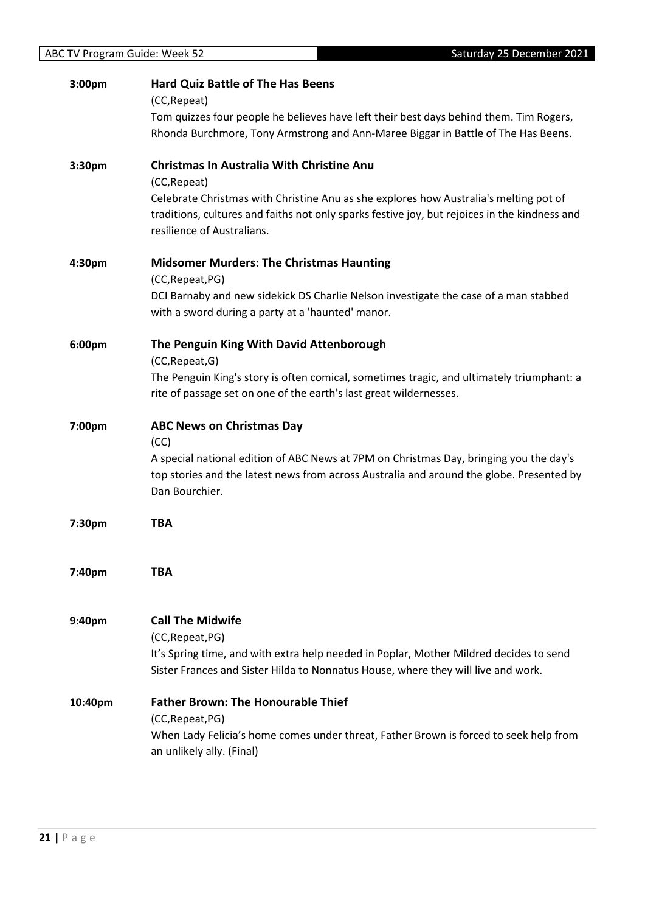**3:00pm** **Hard Quiz Battle of The Has Beens**

(CC,Repeat)

Tom quizzes four people he believes have left their best days behind them. Tim Rogers, Rhonda Burchmore, Tony Armstrong and Ann-Maree Biggar in Battle of The Has Beens.

**3:30pm** **Christmas In Australia With Christine Anu**

(CC,Repeat)

Celebrate Christmas with Christine Anu as she explores how Australia's melting pot of traditions, cultures and faiths not only sparks festive joy, but rejoices in the kindness and resilience of Australians.

**4:30pm** **Midsomer Murders: The Christmas Haunting**

(CC,Repeat,PG)

DCI Barnaby and new sidekick DS Charlie Nelson investigate the case of a man stabbed with a sword during a party at a 'haunted' manor.

**6:00pm** **The Penguin King With David Attenborough**

(CC,Repeat,G)

The Penguin King's story is often comical, sometimes tragic, and ultimately triumphant: a rite of passage set on one of the earth's last great wildernesses.

**7:00pm** **ABC News on Christmas Day**

(CC)

A special national edition of ABC News at 7PM on Christmas Day, bringing you the day's top stories and the latest news from across Australia and around the globe. Presented by Dan Bourchier.

**7:30pm** **TBA**

**7:40pm** **TBA**

**9:40pm** **Call The Midwife**

(CC,Repeat,PG)

It's Spring time, and with extra help needed in Poplar, Mother Mildred decides to send Sister Frances and Sister Hilda to Nonnatus House, where they will live and work.

**10:40pm** **Father Brown: The Honourable Thief**

(CC,Repeat,PG)

When Lady Felicia's home comes under threat, Father Brown is forced to seek help from an unlikely ally. (Final)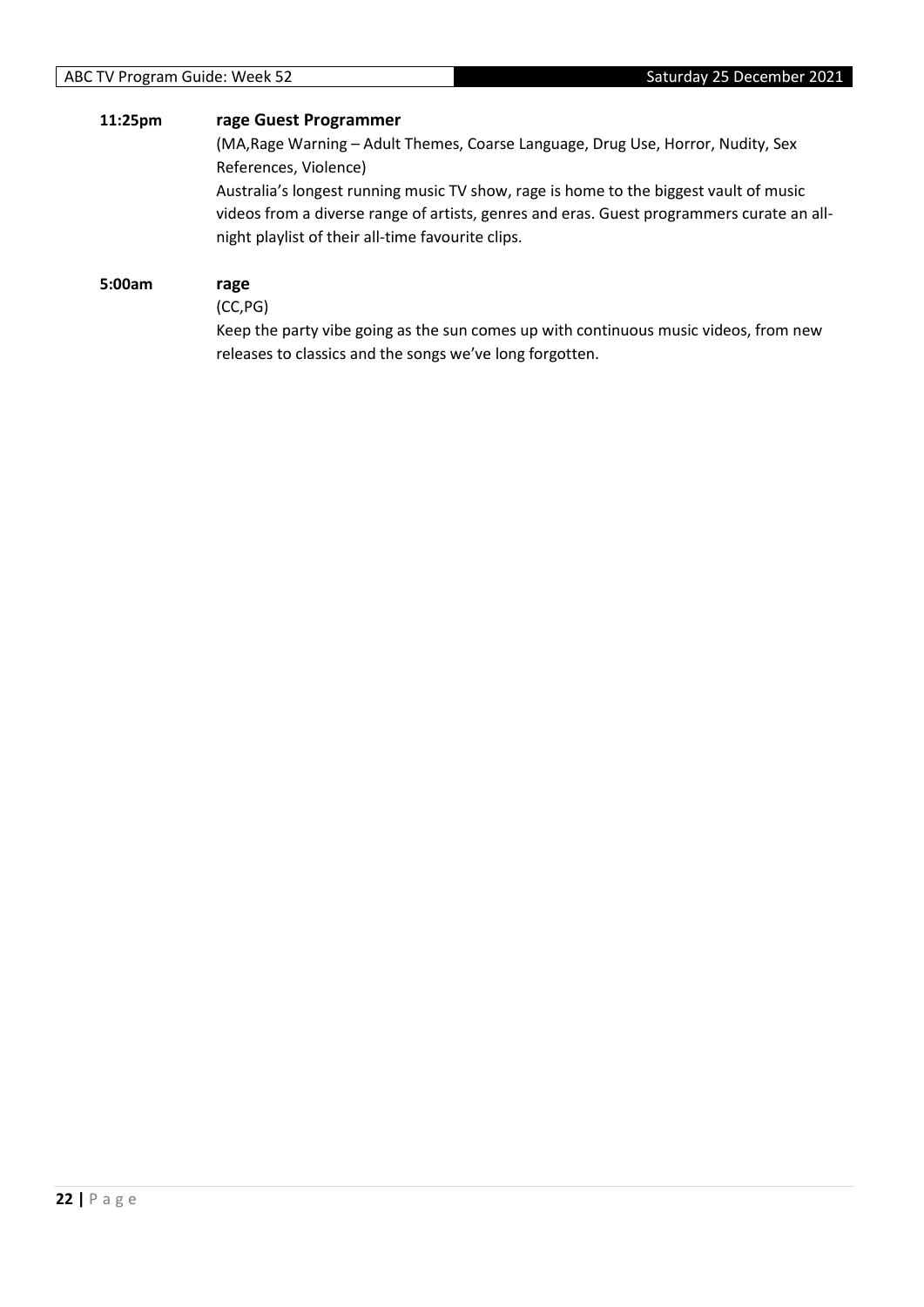**11:25pm** **rage Guest Programmer**

(MA,Rage Warning – Adult Themes, Coarse Language, Drug Use, Horror, Nudity, Sex References, Violence)

Australia's longest running music TV show, rage is home to the biggest vault of music videos from a diverse range of artists, genres and eras. Guest programmers curate an all-night playlist of their all-time favourite clips.

**5:00am** **rage**

(CC,PG)

Keep the party vibe going as the sun comes up with continuous music videos, from new releases to classics and the songs we've long forgotten.